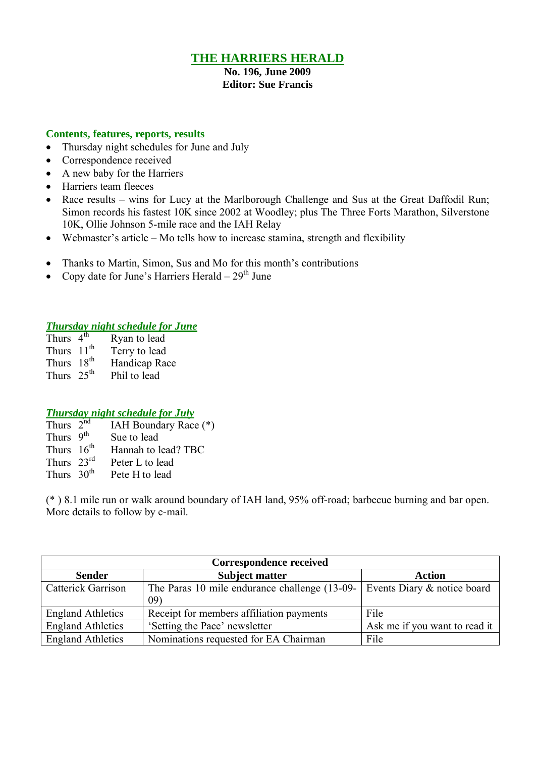# THE HARRIERS HERALD

**No. 196, June 2009**
**Editor: Sue Francis**

## Contents, features, reports, results

- Thursday night schedules for June and July
- Correspondence received
- A new baby for the Harriers
- Harriers team fleeces
- Race results – wins for Lucy at the Marlborough Challenge and Sus at the Great Daffodil Run; Simon records his fastest 10K since 2002 at Woodley; plus The Three Forts Marathon, Silverstone 10K, Ollie Johnson 5-mile race and the IAH Relay
- Webmaster's article – Mo tells how to increase stamina, strength and flexibility

- Thanks to Martin, Simon, Sus and Mo for this month's contributions
- Copy date for June's Harriers Herald – 29th June

### *Thursday night schedule for June*

Thurs 4th Ryan to lead
Thurs 11th Terry to lead
Thurs 18th Handicap Race
Thurs 25th Phil to lead

### *Thursday night schedule for July*

Thurs 2nd IAH Boundary Race (*)
Thurs 9th Sue to lead
Thurs 16th Hannah to lead? TBC
Thurs 23rd Peter L to lead
Thurs 30th Pete H to lead

(* ) 8.1 mile run or walk around boundary of IAH land, 95% off-road; barbecue burning and bar open. More details to follow by e-mail.

| Correspondence received | | |
|---|---|---|
| **Sender** | **Subject matter** | **Action** |
| Catterick Garrison | The Paras 10 mile endurance challenge (13-09-09) | Events Diary & notice board |
| England Athletics | Receipt for members affiliation payments | File |
| England Athletics | 'Setting the Pace' newsletter | Ask me if you want to read it |
| England Athletics | Nominations requested for EA Chairman | File |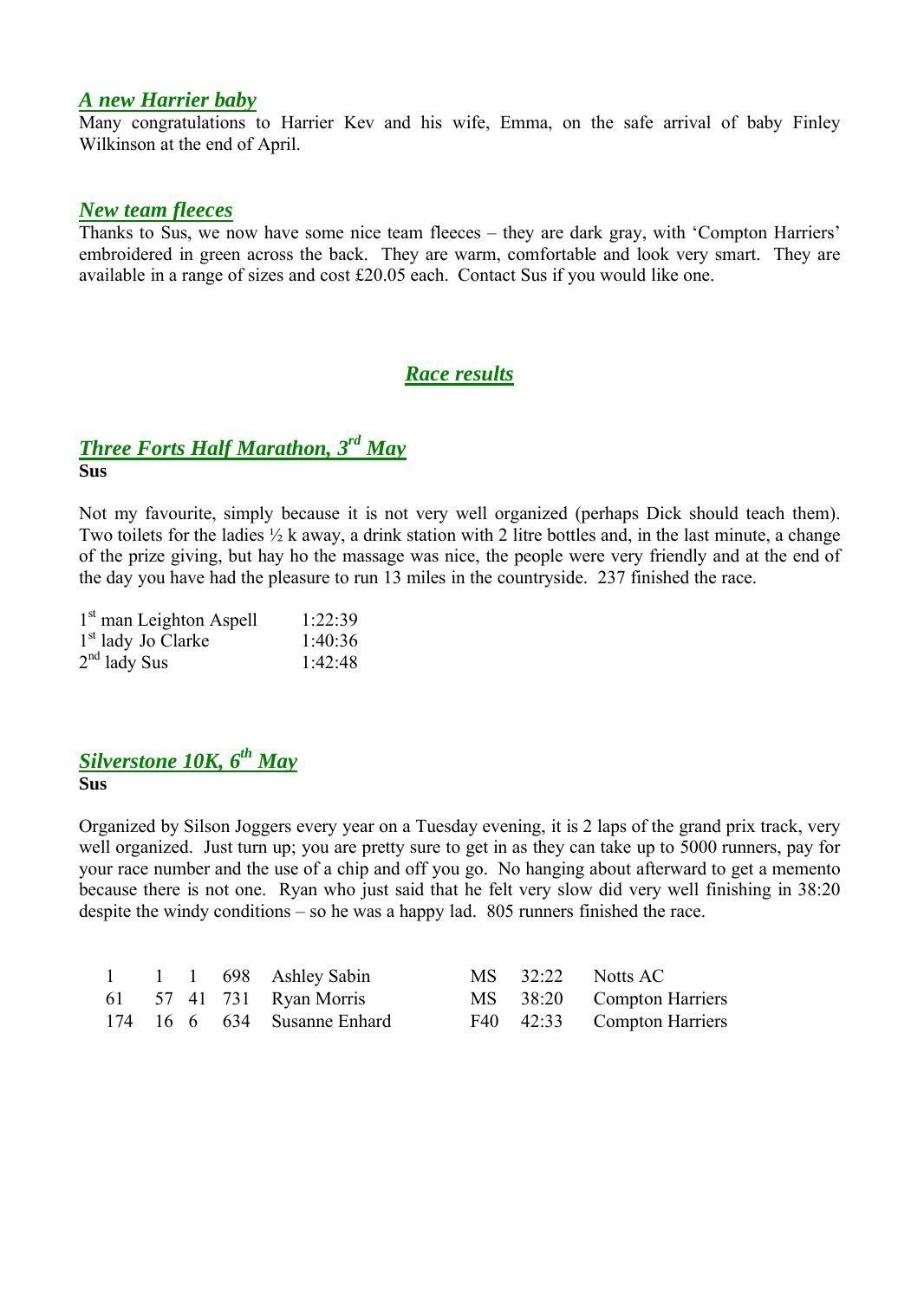## *A new Harrier baby*

Many congratulations to Harrier Kev and his wife, Emma, on the safe arrival of baby Finley Wilkinson at the end of April.

## *New team fleeces*

Thanks to Sus, we now have some nice team fleeces – they are dark gray, with 'Compton Harriers' embroidered in green across the back. They are warm, comfortable and look very smart. They are available in a range of sizes and cost £20.05 each. Contact Sus if you would like one.

# *Race results*

## *Three Forts Half Marathon, 3rd May*

**Sus**

Not my favourite, simply because it is not very well organized (perhaps Dick should teach them). Two toilets for the ladies ½ k away, a drink station with 2 litre bottles and, in the last minute, a change of the prize giving, but hay ho the massage was nice, the people were very friendly and at the end of the day you have had the pleasure to run 13 miles in the countryside. 237 finished the race.

| | |
|---|---|
| 1st man Leighton Aspell | 1:22:39 |
| 1st lady Jo Clarke | 1:40:36 |
| 2nd lady Sus | 1:42:48 |

## *Silverstone 10K, 6th May*

**Sus**

Organized by Silson Joggers every year on a Tuesday evening, it is 2 laps of the grand prix track, very well organized. Just turn up; you are pretty sure to get in as they can take up to 5000 runners, pay for your race number and the use of a chip and off you go. No hanging about afterward to get a memento because there is not one. Ryan who just said that he felt very slow did very well finishing in 38:20 despite the windy conditions – so he was a happy lad. 805 runners finished the race.

| | | | | | | | |
|---|---|---|---|---|---|---|---|
| 1 | 1 | 1 | 698 | Ashley Sabin | MS | 32:22 | Notts AC |
| 61 | 57 | 41 | 731 | Ryan Morris | MS | 38:20 | Compton Harriers |
| 174 | 16 | 6 | 634 | Susanne Enhard | F40 | 42:33 | Compton Harriers |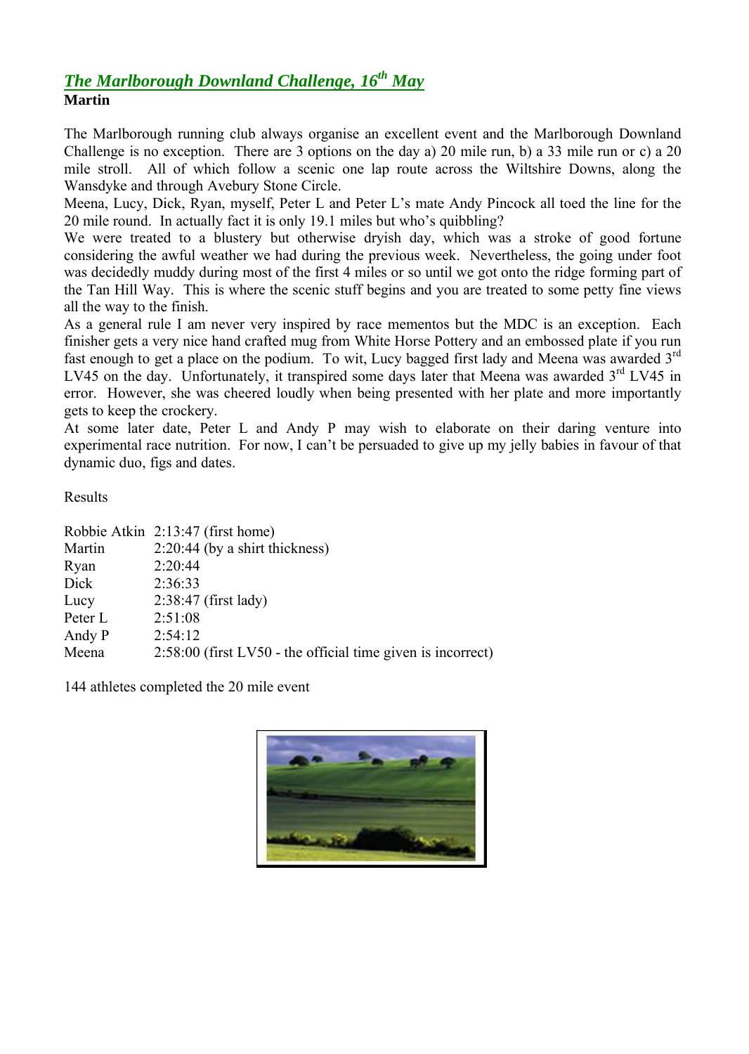## *The Marlborough Downland Challenge, 16th May*

**Martin**

The Marlborough running club always organise an excellent event and the Marlborough Downland Challenge is no exception. There are 3 options on the day a) 20 mile run, b) a 33 mile run or c) a 20 mile stroll. All of which follow a scenic one lap route across the Wiltshire Downs, along the Wansdyke and through Avebury Stone Circle.

Meena, Lucy, Dick, Ryan, myself, Peter L and Peter L's mate Andy Pincock all toed the line for the 20 mile round. In actually fact it is only 19.1 miles but who's quibbling?

We were treated to a blustery but otherwise dryish day, which was a stroke of good fortune considering the awful weather we had during the previous week. Nevertheless, the going under foot was decidedly muddy during most of the first 4 miles or so until we got onto the ridge forming part of the Tan Hill Way. This is where the scenic stuff begins and you are treated to some petty fine views all the way to the finish.

As a general rule I am never very inspired by race mementos but the MDC is an exception. Each finisher gets a very nice hand crafted mug from White Horse Pottery and an embossed plate if you run fast enough to get a place on the podium. To wit, Lucy bagged first lady and Meena was awarded 3rd LV45 on the day. Unfortunately, it transpired some days later that Meena was awarded 3rd LV45 in error. However, she was cheered loudly when being presented with her plate and more importantly gets to keep the crockery.

At some later date, Peter L and Andy P may wish to elaborate on their daring venture into experimental race nutrition. For now, I can't be persuaded to give up my jelly babies in favour of that dynamic duo, figs and dates.

Results

| | |
|---|---|
| Robbie Atkin | 2:13:47 (first home) |
| Martin | 2:20:44 (by a shirt thickness) |
| Ryan | 2:20:44 |
| Dick | 2:36:33 |
| Lucy | 2:38:47 (first lady) |
| Peter L | 2:51:08 |
| Andy P | 2:54:12 |
| Meena | 2:58:00 (first LV50 - the official time given is incorrect) |

144 athletes completed the 20 mile event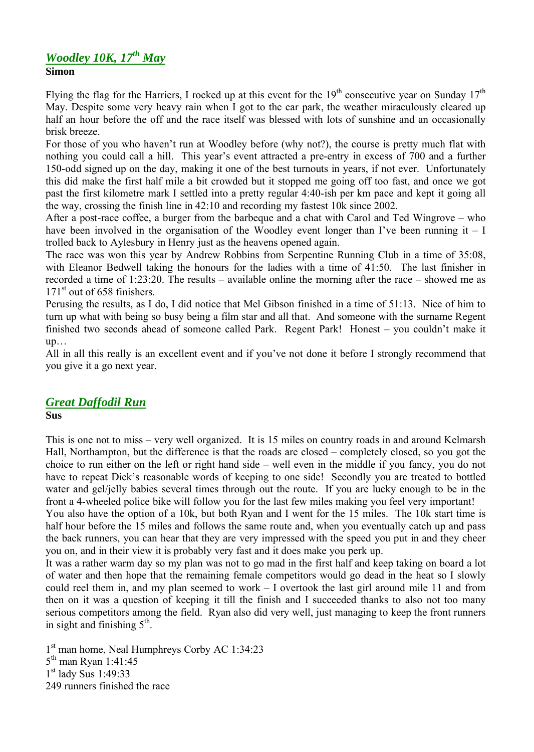## *Woodley 10K, 17th May*

**Simon**

Flying the flag for the Harriers, I rocked up at this event for the 19th consecutive year on Sunday 17th May. Despite some very heavy rain when I got to the car park, the weather miraculously cleared up half an hour before the off and the race itself was blessed with lots of sunshine and an occasionally brisk breeze.

For those of you who haven't run at Woodley before (why not?), the course is pretty much flat with nothing you could call a hill. This year's event attracted a pre-entry in excess of 700 and a further 150-odd signed up on the day, making it one of the best turnouts in years, if not ever. Unfortunately this did make the first half mile a bit crowded but it stopped me going off too fast, and once we got past the first kilometre mark I settled into a pretty regular 4:40-ish per km pace and kept it going all the way, crossing the finish line in 42:10 and recording my fastest 10k since 2002.

After a post-race coffee, a burger from the barbeque and a chat with Carol and Ted Wingrove – who have been involved in the organisation of the Woodley event longer than I've been running it – I trolled back to Aylesbury in Henry just as the heavens opened again.

The race was won this year by Andrew Robbins from Serpentine Running Club in a time of 35:08, with Eleanor Bedwell taking the honours for the ladies with a time of 41:50. The last finisher in recorded a time of 1:23:20. The results – available online the morning after the race – showed me as 171st out of 658 finishers.

Perusing the results, as I do, I did notice that Mel Gibson finished in a time of 51:13. Nice of him to turn up what with being so busy being a film star and all that. And someone with the surname Regent finished two seconds ahead of someone called Park. Regent Park! Honest – you couldn't make it up…

All in all this really is an excellent event and if you've not done it before I strongly recommend that you give it a go next year.

## *Great Daffodil Run*

**Sus**

This is one not to miss – very well organized. It is 15 miles on country roads in and around Kelmarsh Hall, Northampton, but the difference is that the roads are closed – completely closed, so you got the choice to run either on the left or right hand side – well even in the middle if you fancy, you do not have to repeat Dick's reasonable words of keeping to one side! Secondly you are treated to bottled water and gel/jelly babies several times through out the route. If you are lucky enough to be in the front a 4-wheeled police bike will follow you for the last few miles making you feel very important!

You also have the option of a 10k, but both Ryan and I went for the 15 miles. The 10k start time is half hour before the 15 miles and follows the same route and, when you eventually catch up and pass the back runners, you can hear that they are very impressed with the speed you put in and they cheer you on, and in their view it is probably very fast and it does make you perk up.

It was a rather warm day so my plan was not to go mad in the first half and keep taking on board a lot of water and then hope that the remaining female competitors would go dead in the heat so I slowly could reel them in, and my plan seemed to work – I overtook the last girl around mile 11 and from then on it was a question of keeping it till the finish and I succeeded thanks to also not too many serious competitors among the field. Ryan also did very well, just managing to keep the front runners in sight and finishing 5th.

1st man home, Neal Humphreys Corby AC 1:34:23
5th man Ryan 1:41:45
1st lady Sus 1:49:33
249 runners finished the race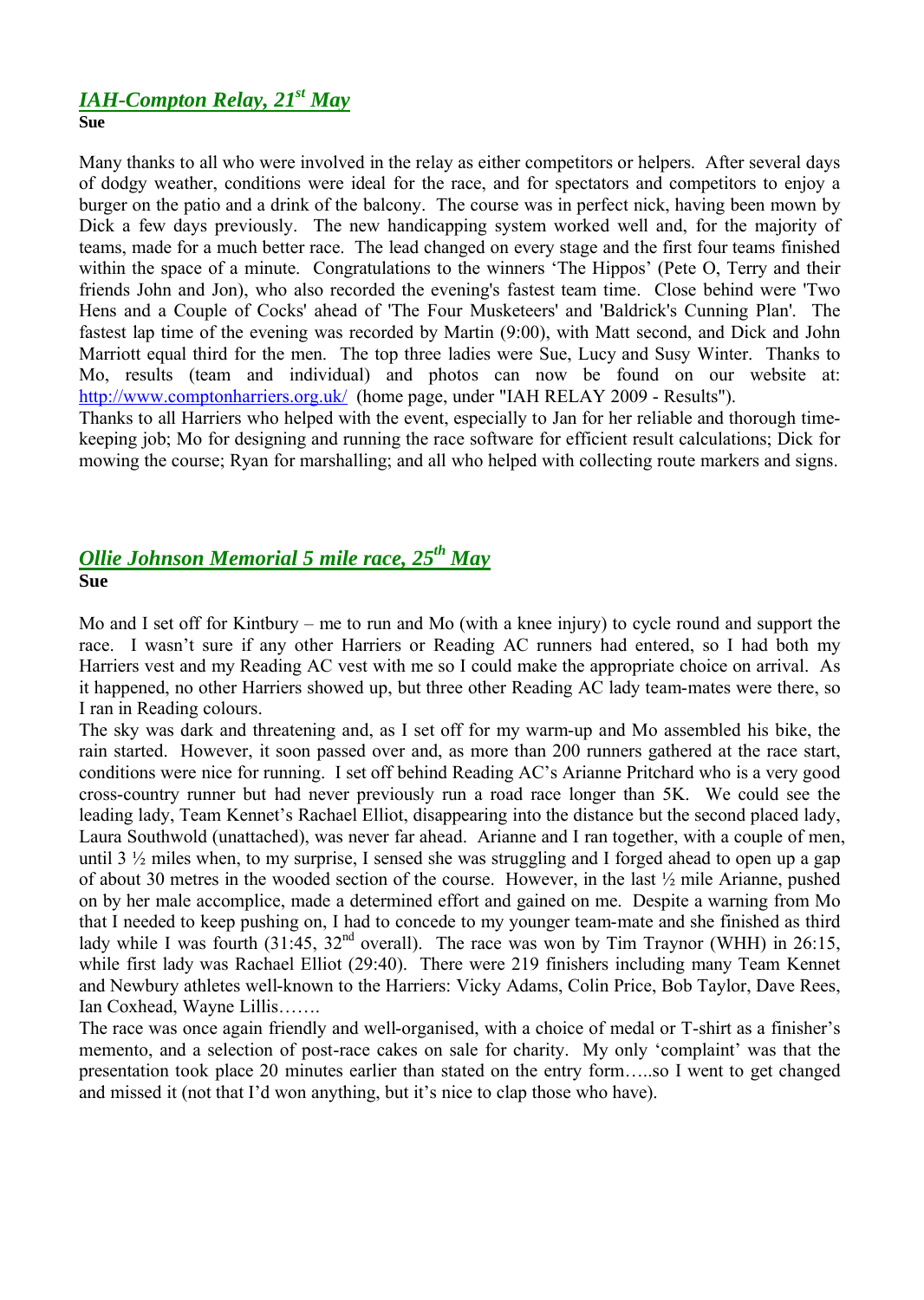## *IAH-Compton Relay, 21st May*

**Sue**

Many thanks to all who were involved in the relay as either competitors or helpers. After several days of dodgy weather, conditions were ideal for the race, and for spectators and competitors to enjoy a burger on the patio and a drink of the balcony. The course was in perfect nick, having been mown by Dick a few days previously. The new handicapping system worked well and, for the majority of teams, made for a much better race. The lead changed on every stage and the first four teams finished within the space of a minute. Congratulations to the winners 'The Hippos' (Pete O, Terry and their friends John and Jon), who also recorded the evening's fastest team time. Close behind were 'Two Hens and a Couple of Cocks' ahead of 'The Four Musketeers' and 'Baldrick's Cunning Plan'. The fastest lap time of the evening was recorded by Martin (9:00), with Matt second, and Dick and John Marriott equal third for the men. The top three ladies were Sue, Lucy and Susy Winter. Thanks to Mo, results (team and individual) and photos can now be found on our website at: http://www.comptonharriers.org.uk/ (home page, under "IAH RELAY 2009 - Results").

Thanks to all Harriers who helped with the event, especially to Jan for her reliable and thorough time-keeping job; Mo for designing and running the race software for efficient result calculations; Dick for mowing the course; Ryan for marshalling; and all who helped with collecting route markers and signs.

## *Ollie Johnson Memorial 5 mile race, 25th May*

**Sue**

Mo and I set off for Kintbury – me to run and Mo (with a knee injury) to cycle round and support the race. I wasn't sure if any other Harriers or Reading AC runners had entered, so I had both my Harriers vest and my Reading AC vest with me so I could make the appropriate choice on arrival. As it happened, no other Harriers showed up, but three other Reading AC lady team-mates were there, so I ran in Reading colours.

The sky was dark and threatening and, as I set off for my warm-up and Mo assembled his bike, the rain started. However, it soon passed over and, as more than 200 runners gathered at the race start, conditions were nice for running. I set off behind Reading AC's Arianne Pritchard who is a very good cross-country runner but had never previously run a road race longer than 5K. We could see the leading lady, Team Kennet's Rachael Elliot, disappearing into the distance but the second placed lady, Laura Southwold (unattached), was never far ahead. Arianne and I ran together, with a couple of men, until 3 ½ miles when, to my surprise, I sensed she was struggling and I forged ahead to open up a gap of about 30 metres in the wooded section of the course. However, in the last ½ mile Arianne, pushed on by her male accomplice, made a determined effort and gained on me. Despite a warning from Mo that I needed to keep pushing on, I had to concede to my younger team-mate and she finished as third lady while I was fourth (31:45, 32nd overall). The race was won by Tim Traynor (WHH) in 26:15, while first lady was Rachael Elliot (29:40). There were 219 finishers including many Team Kennet and Newbury athletes well-known to the Harriers: Vicky Adams, Colin Price, Bob Taylor, Dave Rees, Ian Coxhead, Wayne Lillis…….

The race was once again friendly and well-organised, with a choice of medal or T-shirt as a finisher's memento, and a selection of post-race cakes on sale for charity. My only 'complaint' was that the presentation took place 20 minutes earlier than stated on the entry form…..so I went to get changed and missed it (not that I'd won anything, but it's nice to clap those who have).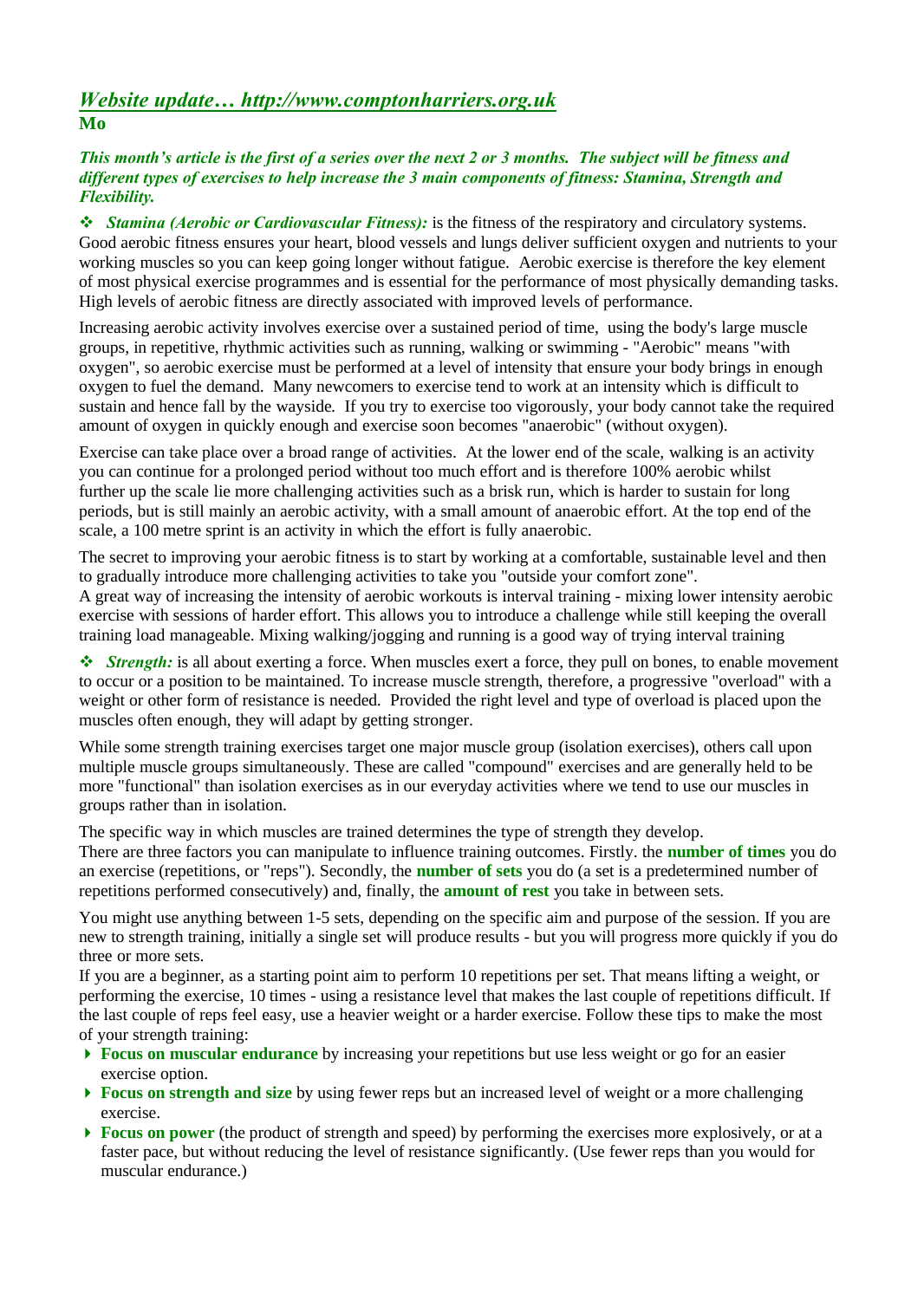## *Website update… http://www.comptonharriers.org.uk*

**Mo**

***This month's article is the first of a series over the next 2 or 3 months. The subject will be fitness and different types of exercises to help increase the 3 main components of fitness: Stamina, Strength and Flexibility.***

❖ ***Stamina (Aerobic or Cardiovascular Fitness):*** is the fitness of the respiratory and circulatory systems. Good aerobic fitness ensures your heart, blood vessels and lungs deliver sufficient oxygen and nutrients to your working muscles so you can keep going longer without fatigue. Aerobic exercise is therefore the key element of most physical exercise programmes and is essential for the performance of most physically demanding tasks. High levels of aerobic fitness are directly associated with improved levels of performance.

Increasing aerobic activity involves exercise over a sustained period of time, using the body's large muscle groups, in repetitive, rhythmic activities such as running, walking or swimming - "Aerobic" means "with oxygen", so aerobic exercise must be performed at a level of intensity that ensure your body brings in enough oxygen to fuel the demand. Many newcomers to exercise tend to work at an intensity which is difficult to sustain and hence fall by the wayside. If you try to exercise too vigorously, your body cannot take the required amount of oxygen in quickly enough and exercise soon becomes "anaerobic" (without oxygen).

Exercise can take place over a broad range of activities. At the lower end of the scale, walking is an activity you can continue for a prolonged period without too much effort and is therefore 100% aerobic whilst further up the scale lie more challenging activities such as a brisk run, which is harder to sustain for long periods, but is still mainly an aerobic activity, with a small amount of anaerobic effort. At the top end of the scale, a 100 metre sprint is an activity in which the effort is fully anaerobic.

The secret to improving your aerobic fitness is to start by working at a comfortable, sustainable level and then to gradually introduce more challenging activities to take you "outside your comfort zone".
A great way of increasing the intensity of aerobic workouts is interval training - mixing lower intensity aerobic exercise with sessions of harder effort. This allows you to introduce a challenge while still keeping the overall training load manageable. Mixing walking/jogging and running is a good way of trying interval training

❖ ***Strength:*** is all about exerting a force. When muscles exert a force, they pull on bones, to enable movement to occur or a position to be maintained. To increase muscle strength, therefore, a progressive "overload" with a weight or other form of resistance is needed. Provided the right level and type of overload is placed upon the muscles often enough, they will adapt by getting stronger.

While some strength training exercises target one major muscle group (isolation exercises), others call upon multiple muscle groups simultaneously. These are called "compound" exercises and are generally held to be more "functional" than isolation exercises as in our everyday activities where we tend to use our muscles in groups rather than in isolation.

The specific way in which muscles are trained determines the type of strength they develop.
There are three factors you can manipulate to influence training outcomes. Firstly. the **number of times** you do an exercise (repetitions, or "reps"). Secondly, the **number of sets** you do (a set is a predetermined number of repetitions performed consecutively) and, finally, the **amount of rest** you take in between sets.

You might use anything between 1-5 sets, depending on the specific aim and purpose of the session. If you are new to strength training, initially a single set will produce results - but you will progress more quickly if you do three or more sets.
If you are a beginner, as a starting point aim to perform 10 repetitions per set. That means lifting a weight, or performing the exercise, 10 times - using a resistance level that makes the last couple of repetitions difficult. If the last couple of reps feel easy, use a heavier weight or a harder exercise. Follow these tips to make the most of your strength training:

- **Focus on muscular endurance** by increasing your repetitions but use less weight or go for an easier exercise option.
- **Focus on strength and size** by using fewer reps but an increased level of weight or a more challenging exercise.
- **Focus on power** (the product of strength and speed) by performing the exercises more explosively, or at a faster pace, but without reducing the level of resistance significantly. (Use fewer reps than you would for muscular endurance.)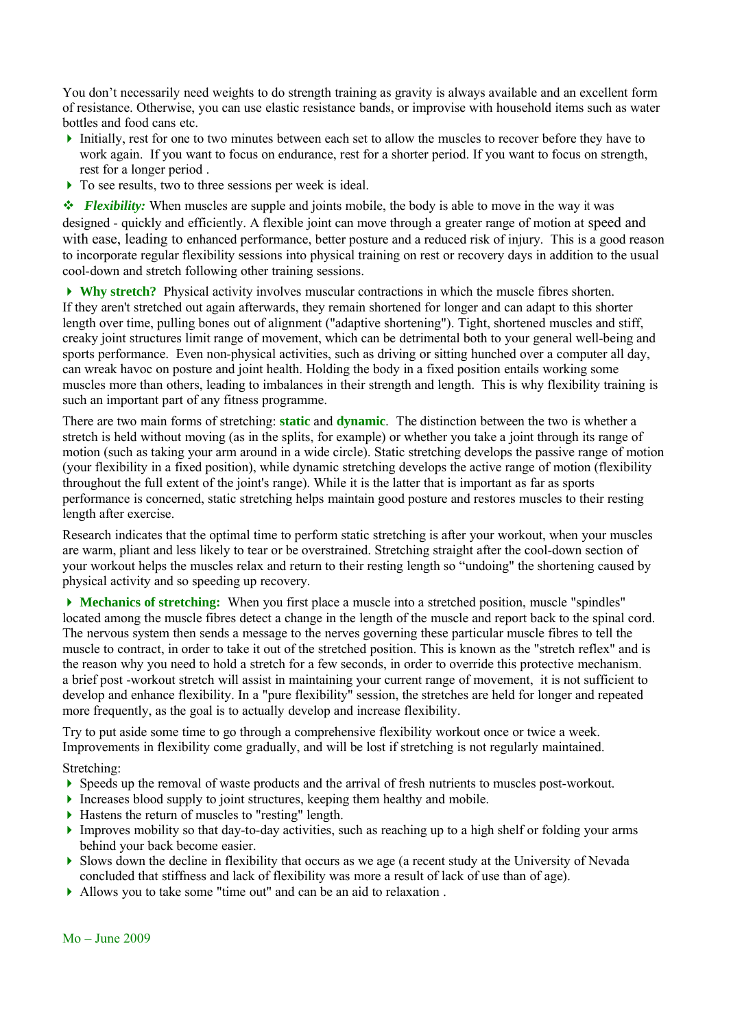You don't necessarily need weights to do strength training as gravity is always available and an excellent form of resistance. Otherwise, you can use elastic resistance bands, or improvise with household items such as water bottles and food cans etc.

- Initially, rest for one to two minutes between each set to allow the muscles to recover before they have to work again. If you want to focus on endurance, rest for a shorter period. If you want to focus on strength, rest for a longer period .
- To see results, two to three sessions per week is ideal.

❖ ***Flexibility:*** When muscles are supple and joints mobile, the body is able to move in the way it was designed - quickly and efficiently. A flexible joint can move through a greater range of motion at speed and with ease, leading to enhanced performance, better posture and a reduced risk of injury. This is a good reason to incorporate regular flexibility sessions into physical training on rest or recovery days in addition to the usual cool-down and stretch following other training sessions.

- **Why stretch?** Physical activity involves muscular contractions in which the muscle fibres shorten. If they aren't stretched out again afterwards, they remain shortened for longer and can adapt to this shorter length over time, pulling bones out of alignment ("adaptive shortening"). Tight, shortened muscles and stiff, creaky joint structures limit range of movement, which can be detrimental both to your general well-being and sports performance. Even non-physical activities, such as driving or sitting hunched over a computer all day, can wreak havoc on posture and joint health. Holding the body in a fixed position entails working some muscles more than others, leading to imbalances in their strength and length. This is why flexibility training is such an important part of any fitness programme.

There are two main forms of stretching: **static** and **dynamic**. The distinction between the two is whether a stretch is held without moving (as in the splits, for example) or whether you take a joint through its range of motion (such as taking your arm around in a wide circle). Static stretching develops the passive range of motion (your flexibility in a fixed position), while dynamic stretching develops the active range of motion (flexibility throughout the full extent of the joint's range). While it is the latter that is important as far as sports performance is concerned, static stretching helps maintain good posture and restores muscles to their resting length after exercise.

Research indicates that the optimal time to perform static stretching is after your workout, when your muscles are warm, pliant and less likely to tear or be overstrained. Stretching straight after the cool-down section of your workout helps the muscles relax and return to their resting length so "undoing" the shortening caused by physical activity and so speeding up recovery.

- **Mechanics of stretching:** When you first place a muscle into a stretched position, muscle "spindles" located among the muscle fibres detect a change in the length of the muscle and report back to the spinal cord. The nervous system then sends a message to the nerves governing these particular muscle fibres to tell the muscle to contract, in order to take it out of the stretched position. This is known as the "stretch reflex" and is the reason why you need to hold a stretch for a few seconds, in order to override this protective mechanism. a brief post -workout stretch will assist in maintaining your current range of movement, it is not sufficient to develop and enhance flexibility. In a "pure flexibility" session, the stretches are held for longer and repeated more frequently, as the goal is to actually develop and increase flexibility.

Try to put aside some time to go through a comprehensive flexibility workout once or twice a week. Improvements in flexibility come gradually, and will be lost if stretching is not regularly maintained.

Stretching:

- Speeds up the removal of waste products and the arrival of fresh nutrients to muscles post-workout.
- Increases blood supply to joint structures, keeping them healthy and mobile.
- Hastens the return of muscles to "resting" length.
- Improves mobility so that day-to-day activities, such as reaching up to a high shelf or folding your arms behind your back become easier.
- Slows down the decline in flexibility that occurs as we age (a recent study at the University of Nevada concluded that stiffness and lack of flexibility was more a result of lack of use than of age).
- Allows you to take some "time out" and can be an aid to relaxation .

Mo – June 2009